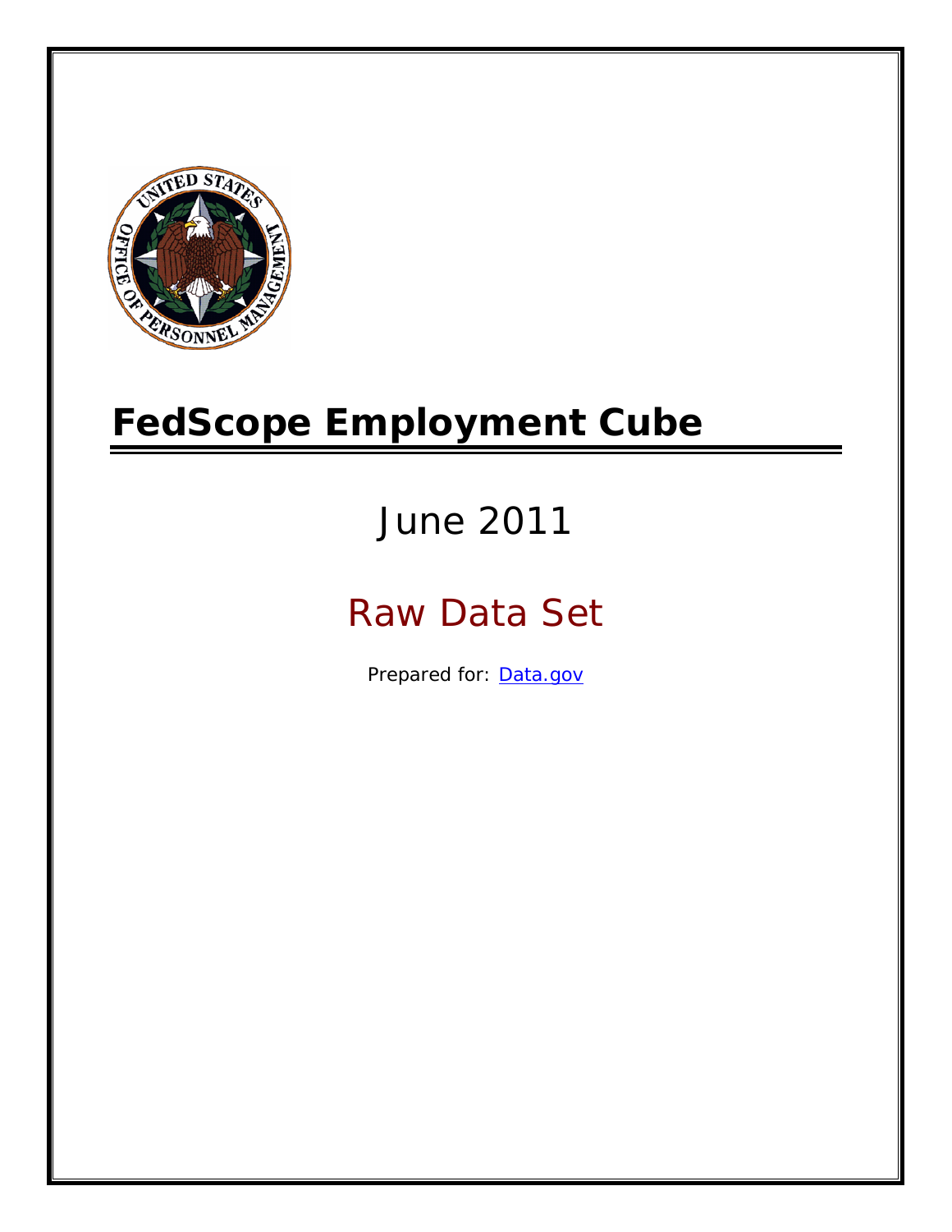# FedScope Employment Cube

## June 2011

## Raw Data Set

Prepared for: [Data.gov](Data.gov)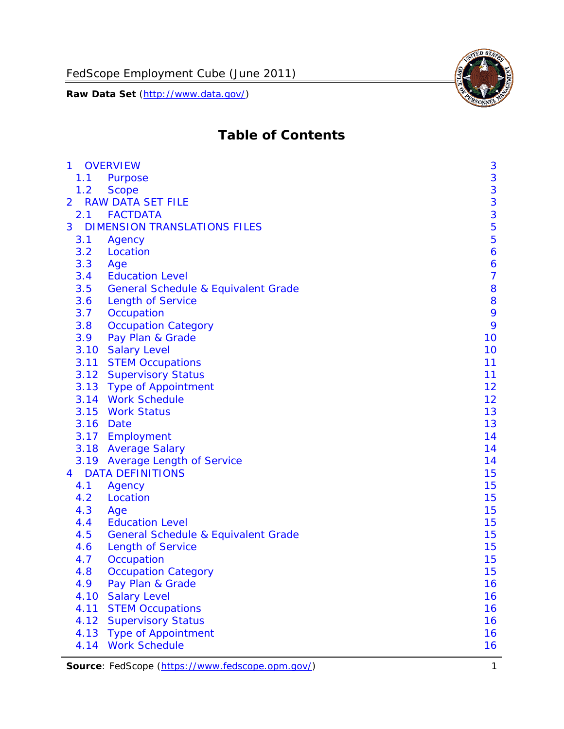# Table of Contents

- 1 OVERVIEW — 3
  - 1.1 Purpose — 3
  - 1.2 Scope — 3
- 2 RAW DATA SET FILE — 3
  - 2.1 FACTDATA — 3
- 3 DIMENSION TRANSLATIONS FILES — 5
  - 3.1 Agency — 5
  - 3.2 Location — 6
  - 3.3 Age — 6
  - 3.4 Education Level — 7
  - 3.5 General Schedule & Equivalent Grade — 8
  - 3.6 Length of Service — 8
  - 3.7 Occupation — 9
  - 3.8 Occupation Category — 9
  - 3.9 Pay Plan & Grade — 10
  - 3.10 Salary Level — 10
  - 3.11 STEM Occupations — 11
  - 3.12 Supervisory Status — 11
  - 3.13 Type of Appointment — 12
  - 3.14 Work Schedule — 12
  - 3.15 Work Status — 13
  - 3.16 Date — 13
  - 3.17 Employment — 14
  - 3.18 Average Salary — 14
  - 3.19 Average Length of Service — 14
- 4 DATA DEFINITIONS — 15
  - 4.1 Agency — 15
  - 4.2 Location — 15
  - 4.3 Age — 15
  - 4.4 Education Level — 15
  - 4.5 General Schedule & Equivalent Grade — 15
  - 4.6 Length of Service — 15
  - 4.7 Occupation — 15
  - 4.8 Occupation Category — 15
  - 4.9 Pay Plan & Grade — 16
  - 4.10 Salary Level — 16
  - 4.11 STEM Occupations — 16
  - 4.12 Supervisory Status — 16
  - 4.13 Type of Appointment — 16
  - 4.14 Work Schedule — 16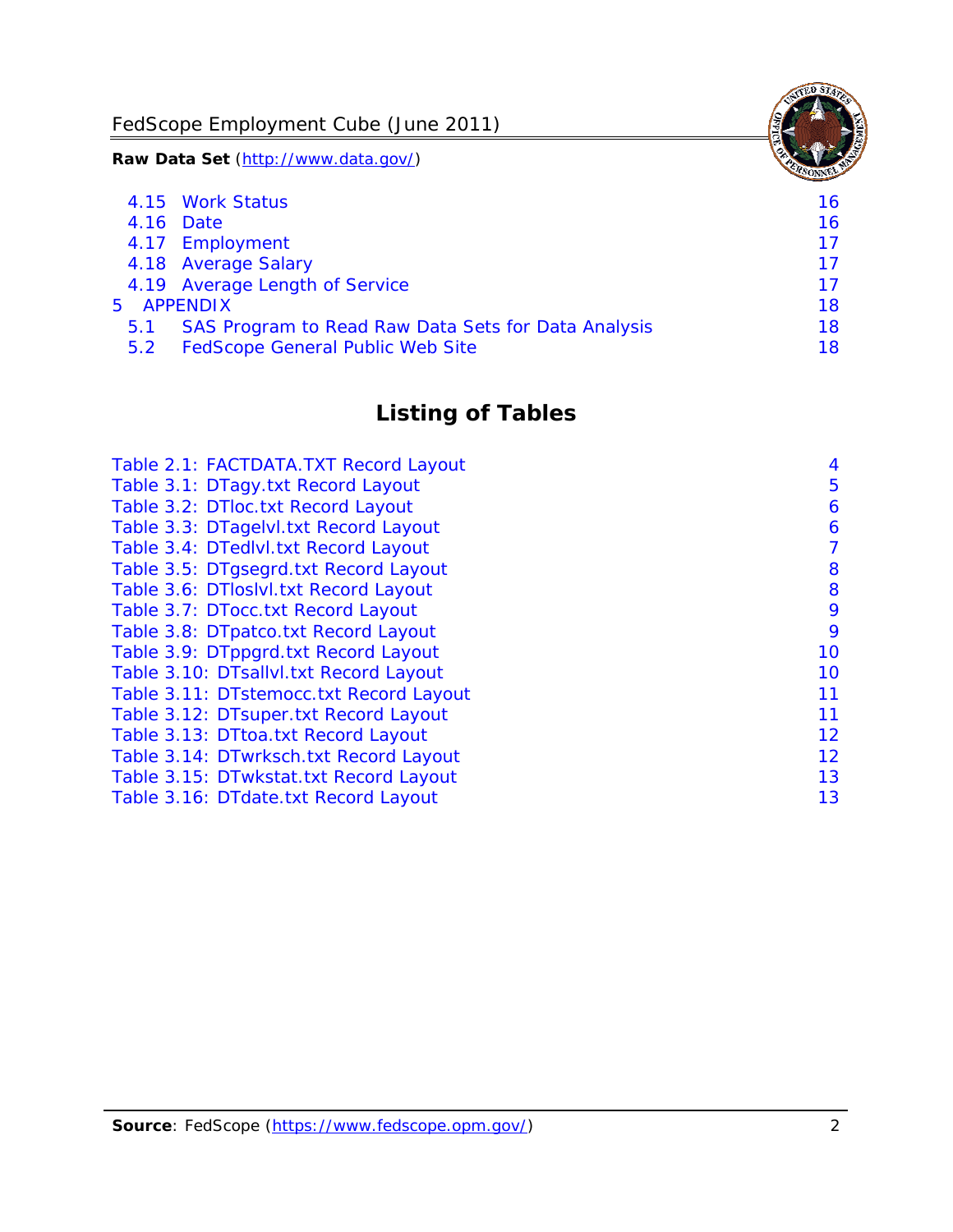4.15 Work Status 16
4.16 Date 16
4.17 Employment 17
4.18 Average Salary 17
4.19 Average Length of Service 17
5 APPENDIX 18
5.1 SAS Program to Read Raw Data Sets for Data Analysis 18
5.2 FedScope General Public Web Site 18

## Listing of Tables

Table 2.1: FACTDATA.TXT Record Layout 4
Table 3.1: DTagy.txt Record Layout 5
Table 3.2: DTloc.txt Record Layout 6
Table 3.3: DTagelvl.txt Record Layout 6
Table 3.4: DTedlvl.txt Record Layout 7
Table 3.5: DTgsegrd.txt Record Layout 8
Table 3.6: DTloslvl.txt Record Layout 8
Table 3.7: DTocc.txt Record Layout 9
Table 3.8: DTpatco.txt Record Layout 9
Table 3.9: DTppgrd.txt Record Layout 10
Table 3.10: DTsallvl.txt Record Layout 10
Table 3.11: DTstemocc.txt Record Layout 11
Table 3.12: DTsuper.txt Record Layout 11
Table 3.13: DTtoa.txt Record Layout 12
Table 3.14: DTwrksch.txt Record Layout 12
Table 3.15: DTwkstat.txt Record Layout 13
Table 3.16: DTdate.txt Record Layout 13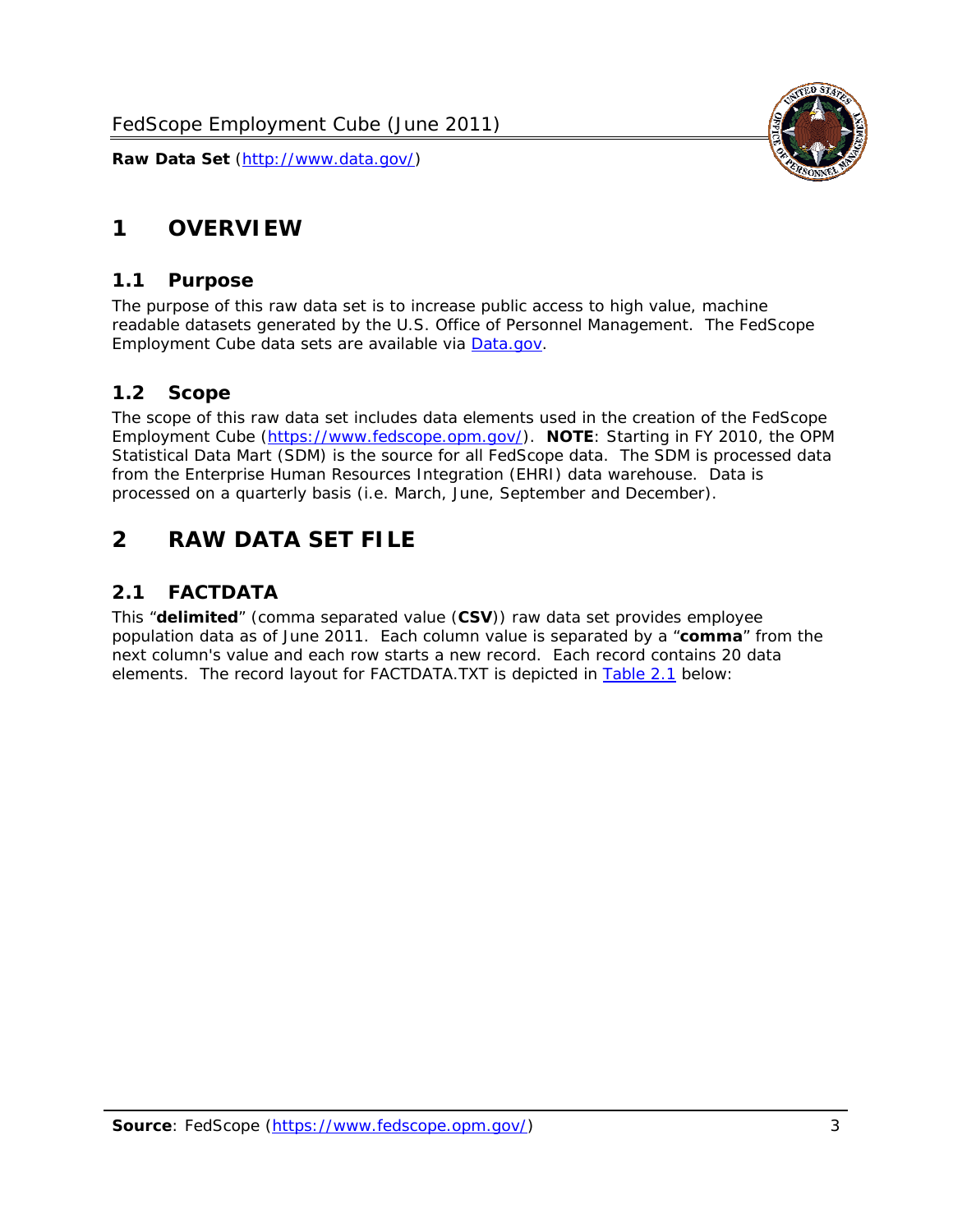# 1 OVERVIEW

## 1.1 Purpose

The purpose of this raw data set is to increase public access to high value, machine readable datasets generated by the U.S. Office of Personnel Management. The FedScope Employment Cube data sets are available via [Data.gov](http://www.data.gov/).

## 1.2 Scope

The scope of this raw data set includes data elements used in the creation of the FedScope Employment Cube (https://www.fedscope.opm.gov/). **NOTE**: Starting in FY 2010, the OPM Statistical Data Mart (SDM) is the source for all FedScope data. The SDM is processed data from the Enterprise Human Resources Integration (EHRI) data warehouse. Data is processed on a quarterly basis (i.e. March, June, September and December).

# 2 RAW DATA SET FILE

## 2.1 FACTDATA

This "**delimited**" (comma separated value (**CSV**)) raw data set provides employee population data as of June 2011. Each column value is separated by a "**comma**" from the next column's value and each row starts a new record. Each record contains 20 data elements. The record layout for FACTDATA.TXT is depicted in Table 2.1 below: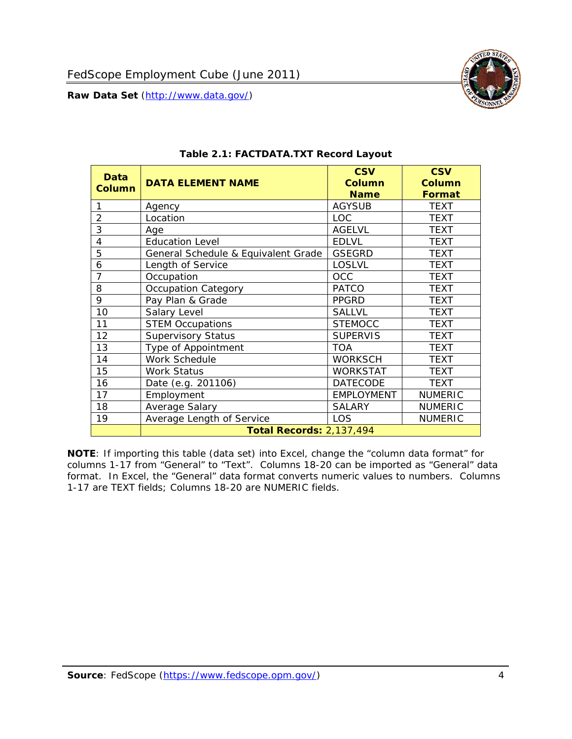**Table 2.1: FACTDATA.TXT Record Layout**

| Data Column | DATA ELEMENT NAME | CSV Column Name | CSV Column Format |
|---|---|---|---|
| 1 | Agency | AGYSUB | TEXT |
| 2 | Location | LOC | TEXT |
| 3 | Age | AGELVL | TEXT |
| 4 | Education Level | EDLVL | TEXT |
| 5 | General Schedule & Equivalent Grade | GSEGRD | TEXT |
| 6 | Length of Service | LOSLVL | TEXT |
| 7 | Occupation | OCC | TEXT |
| 8 | Occupation Category | PATCO | TEXT |
| 9 | Pay Plan & Grade | PPGRD | TEXT |
| 10 | Salary Level | SALLVL | TEXT |
| 11 | STEM Occupations | STEMOCC | TEXT |
| 12 | Supervisory Status | SUPERVIS | TEXT |
| 13 | Type of Appointment | TOA | TEXT |
| 14 | Work Schedule | WORKSCH | TEXT |
| 15 | Work Status | WORKSTAT | TEXT |
| 16 | Date (e.g. 201106) | DATECODE | TEXT |
| 17 | Employment | EMPLOYMENT | NUMERIC |
| 18 | Average Salary | SALARY | NUMERIC |
| 19 | Average Length of Service | LOS | NUMERIC |
| | **Total Records:** 2,137,494 | | |

**NOTE**: If importing this table (data set) into Excel, change the "column data format" for columns 1-17 from "General" to "Text". Columns 18-20 can be imported as "General" data format. In Excel, the "General" data format converts numeric values to numbers. Columns 1-17 are TEXT fields; Columns 18-20 are NUMERIC fields.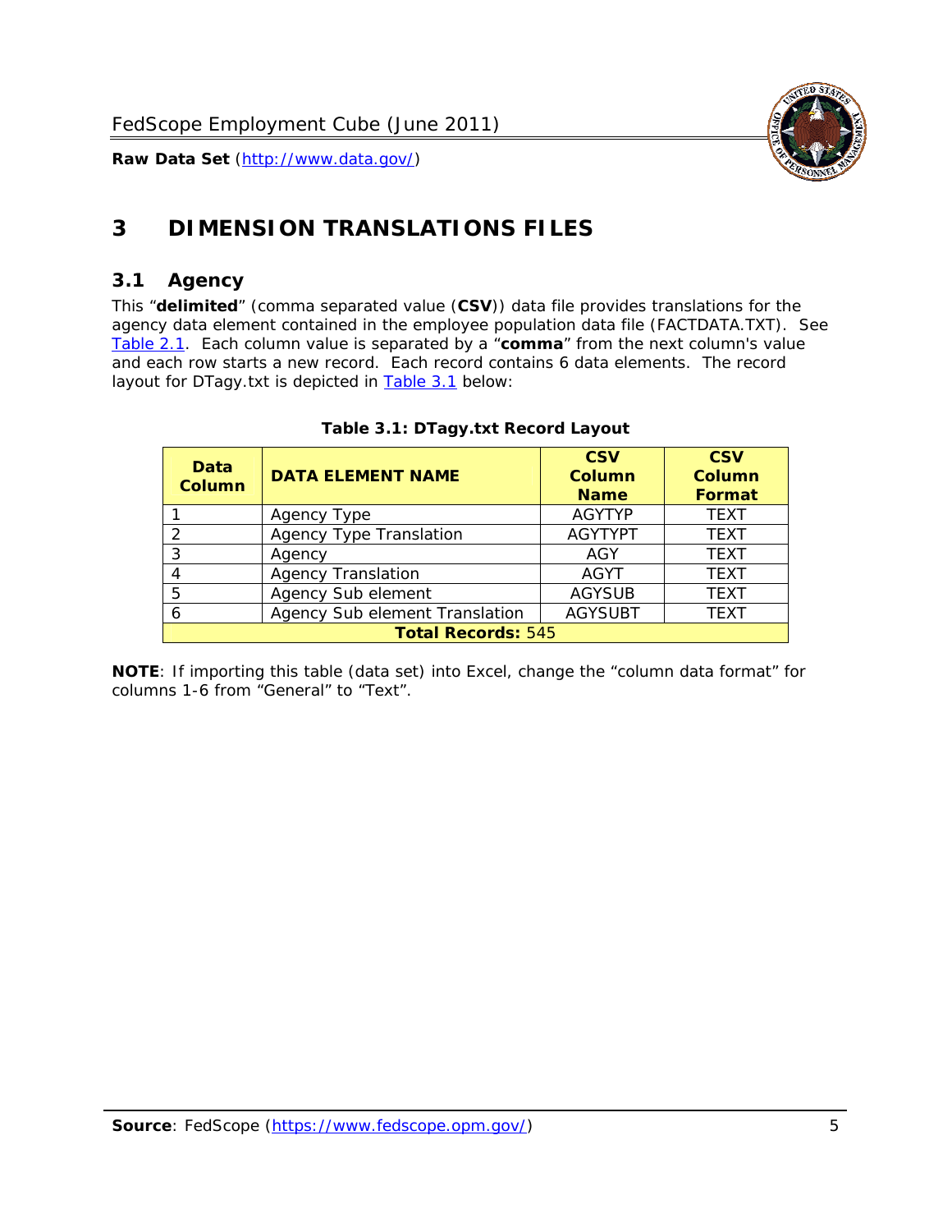# 3 DIMENSION TRANSLATIONS FILES

## 3.1 Agency

This "**delimited**" (comma separated value (**CSV**)) data file provides translations for the agency data element contained in the employee population data file (FACTDATA.TXT). See Table 2.1. Each column value is separated by a "**comma**" from the next column's value and each row starts a new record. Each record contains 6 data elements. The record layout for DTagy.txt is depicted in Table 3.1 below:

**Table 3.1: DTagy.txt Record Layout**

| Data Column | DATA ELEMENT NAME | CSV Column Name | CSV Column Format |
|---|---|---|---|
| 1 | Agency Type | AGYTYP | TEXT |
| 2 | Agency Type Translation | AGYTYPT | TEXT |
| 3 | Agency | AGY | TEXT |
| 4 | Agency Translation | AGYT | TEXT |
| 5 | Agency Sub element | AGYSUB | TEXT |
| 6 | Agency Sub element Translation | AGYSUBT | TEXT |
| **Total Records:** 545 | | | |

**NOTE**: If importing this table (data set) into Excel, change the "column data format" for columns 1-6 from "General" to "Text".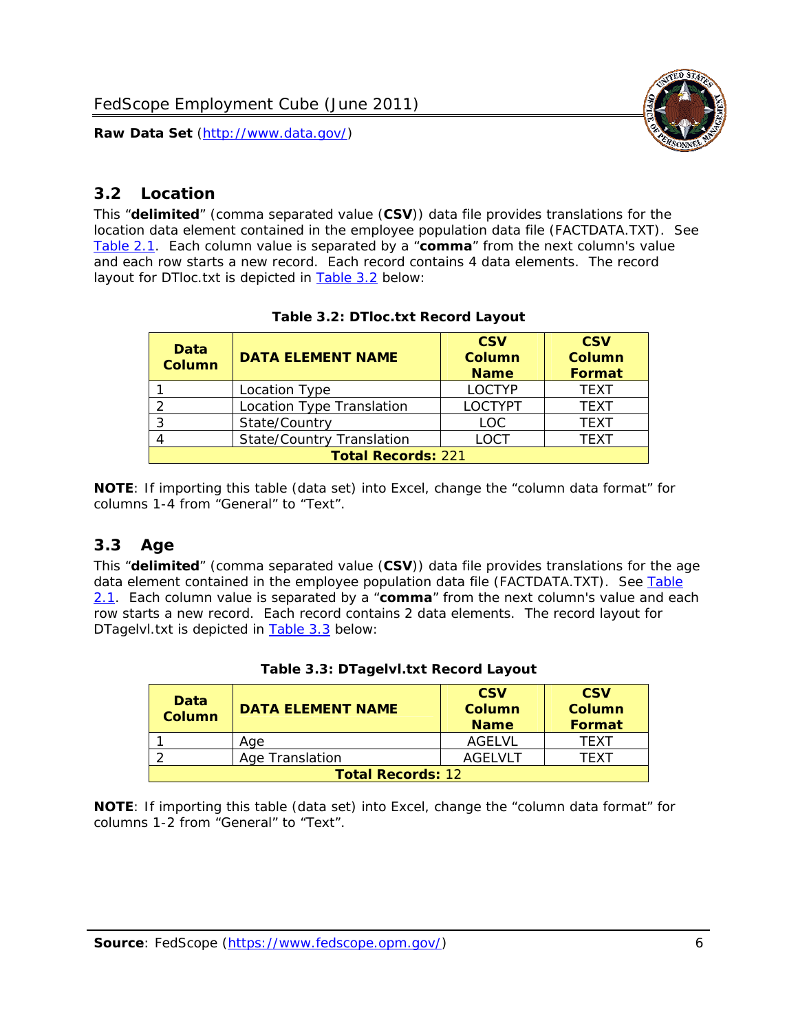## 3.2 Location

This "**delimited**" (comma separated value (**CSV**)) data file provides translations for the location data element contained in the employee population data file (FACTDATA.TXT). See Table 2.1. Each column value is separated by a "**comma**" from the next column's value and each row starts a new record. Each record contains 4 data elements. The record layout for DTloc.txt is depicted in Table 3.2 below:

**Table 3.2: DTloc.txt Record Layout**

| Data Column | DATA ELEMENT NAME | CSV Column Name | CSV Column Format |
|---|---|---|---|
| 1 | Location Type | LOCTYP | TEXT |
| 2 | Location Type Translation | LOCTYPT | TEXT |
| 3 | State/Country | LOC | TEXT |
| 4 | State/Country Translation | LOCT | TEXT |
| **Total Records:** 221 | | | |

**NOTE**: If importing this table (data set) into Excel, change the "column data format" for columns 1-4 from "General" to "Text".

## 3.3 Age

This "**delimited**" (comma separated value (**CSV**)) data file provides translations for the age data element contained in the employee population data file (FACTDATA.TXT). See Table 2.1. Each column value is separated by a "**comma**" from the next column's value and each row starts a new record. Each record contains 2 data elements. The record layout for DTagelvl.txt is depicted in Table 3.3 below:

**Table 3.3: DTagelvl.txt Record Layout**

| Data Column | DATA ELEMENT NAME | CSV Column Name | CSV Column Format |
|---|---|---|---|
| 1 | Age | AGELVL | TEXT |
| 2 | Age Translation | AGELVLT | TEXT |
| **Total Records:** 12 | | | |

**NOTE**: If importing this table (data set) into Excel, change the "column data format" for columns 1-2 from "General" to "Text".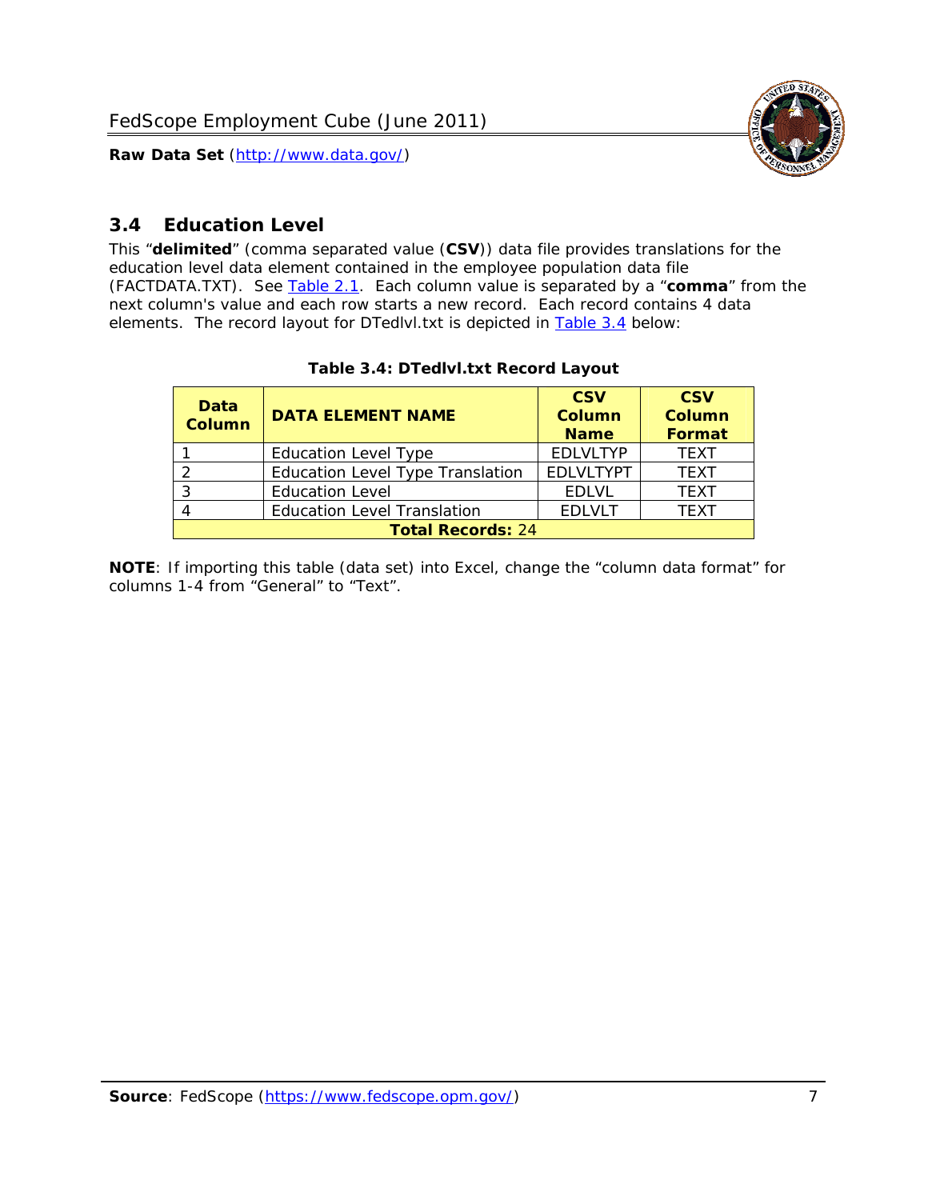## 3.4 Education Level

This "**delimited**" (comma separated value (**CSV**)) data file provides translations for the education level data element contained in the employee population data file (FACTDATA.TXT). See Table 2.1. Each column value is separated by a "**comma**" from the next column's value and each row starts a new record. Each record contains 4 data elements. The record layout for DTedlvl.txt is depicted in Table 3.4 below:

**Table 3.4: DTedlvl.txt Record Layout**

| Data Column | DATA ELEMENT NAME | CSV Column Name | CSV Column Format |
|---|---|---|---|
| 1 | Education Level Type | EDLVLTYP | TEXT |
| 2 | Education Level Type Translation | EDLVLTYPT | TEXT |
| 3 | Education Level | EDLVL | TEXT |
| 4 | Education Level Translation | EDLVLT | TEXT |
| **Total Records:** 24 | | | |

**NOTE**: If importing this table (data set) into Excel, change the "column data format" for columns 1-4 from "General" to "Text".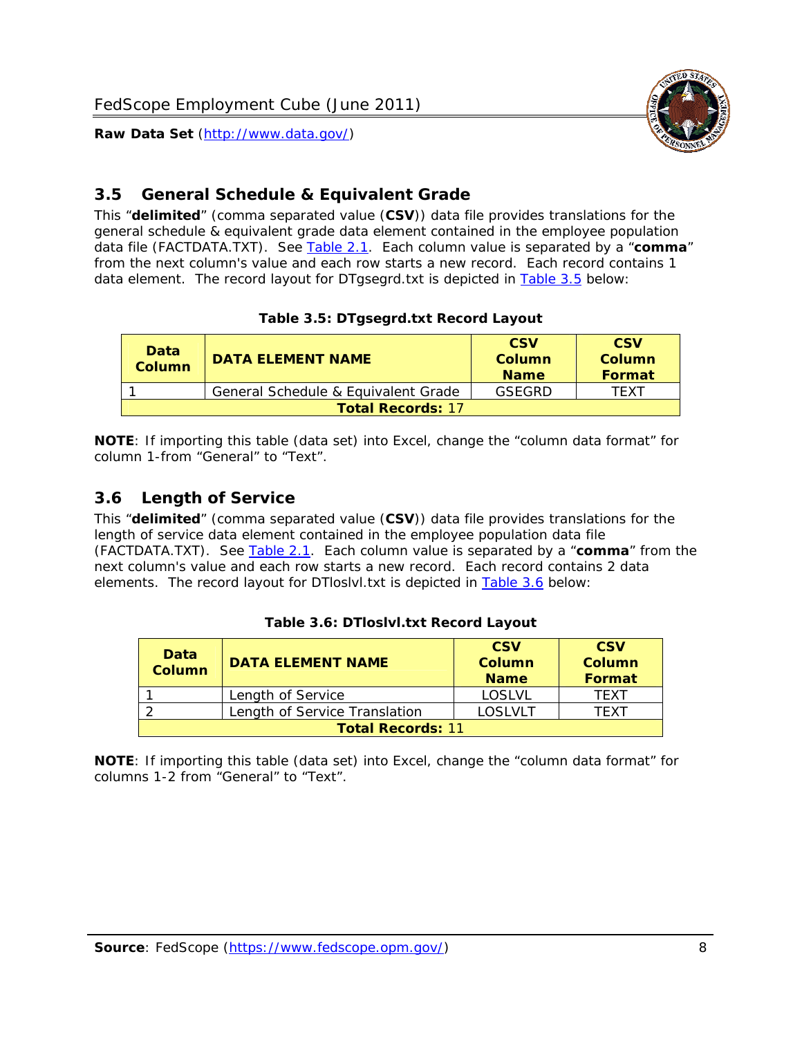## 3.5 General Schedule & Equivalent Grade

This "**delimited**" (comma separated value (**CSV**)) data file provides translations for the general schedule & equivalent grade data element contained in the employee population data file (FACTDATA.TXT). See Table 2.1. Each column value is separated by a "**comma**" from the next column's value and each row starts a new record. Each record contains 1 data element. The record layout for DTgsegrd.txt is depicted in Table 3.5 below:

**Table 3.5: DTgsegrd.txt Record Layout**

| Data Column | DATA ELEMENT NAME | CSV Column Name | CSV Column Format |
|---|---|---|---|
| 1 | General Schedule & Equivalent Grade | GSEGRD | TEXT |
| **Total Records:** 17 | | | |

**NOTE**: If importing this table (data set) into Excel, change the "column data format" for column 1-from "General" to "Text".

## 3.6 Length of Service

This "**delimited**" (comma separated value (**CSV**)) data file provides translations for the length of service data element contained in the employee population data file (FACTDATA.TXT). See Table 2.1. Each column value is separated by a "**comma**" from the next column's value and each row starts a new record. Each record contains 2 data elements. The record layout for DTloslvl.txt is depicted in Table 3.6 below:

**Table 3.6: DTloslvl.txt Record Layout**

| Data Column | DATA ELEMENT NAME | CSV Column Name | CSV Column Format |
|---|---|---|---|
| 1 | Length of Service | LOSLVL | TEXT |
| 2 | Length of Service Translation | LOSLVLT | TEXT |
| **Total Records:** 11 | | | |

**NOTE**: If importing this table (data set) into Excel, change the "column data format" for columns 1-2 from "General" to "Text".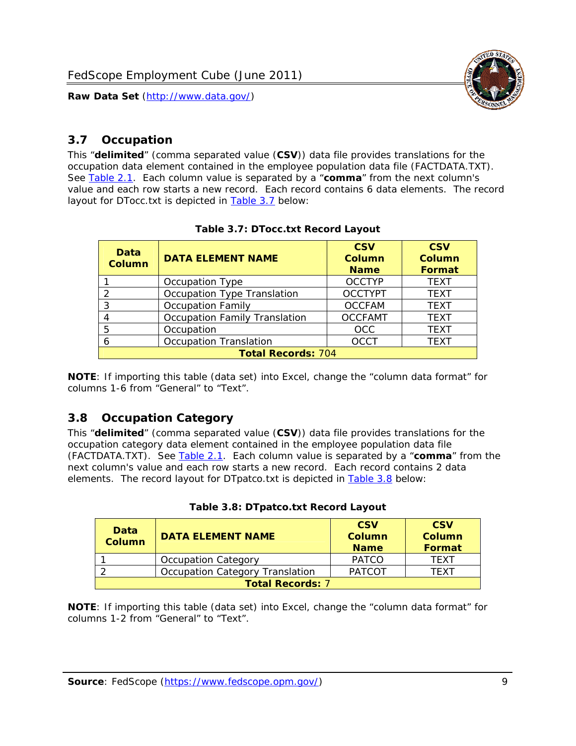## 3.7 Occupation

This "**delimited**" (comma separated value (**CSV**)) data file provides translations for the occupation data element contained in the employee population data file (FACTDATA.TXT). See Table 2.1. Each column value is separated by a "**comma**" from the next column's value and each row starts a new record. Each record contains 6 data elements. The record layout for DTocc.txt is depicted in Table 3.7 below:

**Table 3.7: DTocc.txt Record Layout**

| Data Column | DATA ELEMENT NAME | CSV Column Name | CSV Column Format |
|---|---|---|---|
| 1 | Occupation Type | OCCTYP | TEXT |
| 2 | Occupation Type Translation | OCCTYPT | TEXT |
| 3 | Occupation Family | OCCFAM | TEXT |
| 4 | Occupation Family Translation | OCCFAMT | TEXT |
| 5 | Occupation | OCC | TEXT |
| 6 | Occupation Translation | OCCT | TEXT |
| **Total Records:** 704 | | | |

**NOTE**: If importing this table (data set) into Excel, change the "column data format" for columns 1-6 from "General" to "Text".

## 3.8 Occupation Category

This "**delimited**" (comma separated value (**CSV**)) data file provides translations for the occupation category data element contained in the employee population data file (FACTDATA.TXT). See Table 2.1. Each column value is separated by a "**comma**" from the next column's value and each row starts a new record. Each record contains 2 data elements. The record layout for DTpatco.txt is depicted in Table 3.8 below:

**Table 3.8: DTpatco.txt Record Layout**

| Data Column | DATA ELEMENT NAME | CSV Column Name | CSV Column Format |
|---|---|---|---|
| 1 | Occupation Category | PATCO | TEXT |
| 2 | Occupation Category Translation | PATCOT | TEXT |
| **Total Records:** 7 | | | |

**NOTE**: If importing this table (data set) into Excel, change the "column data format" for columns 1-2 from "General" to "Text".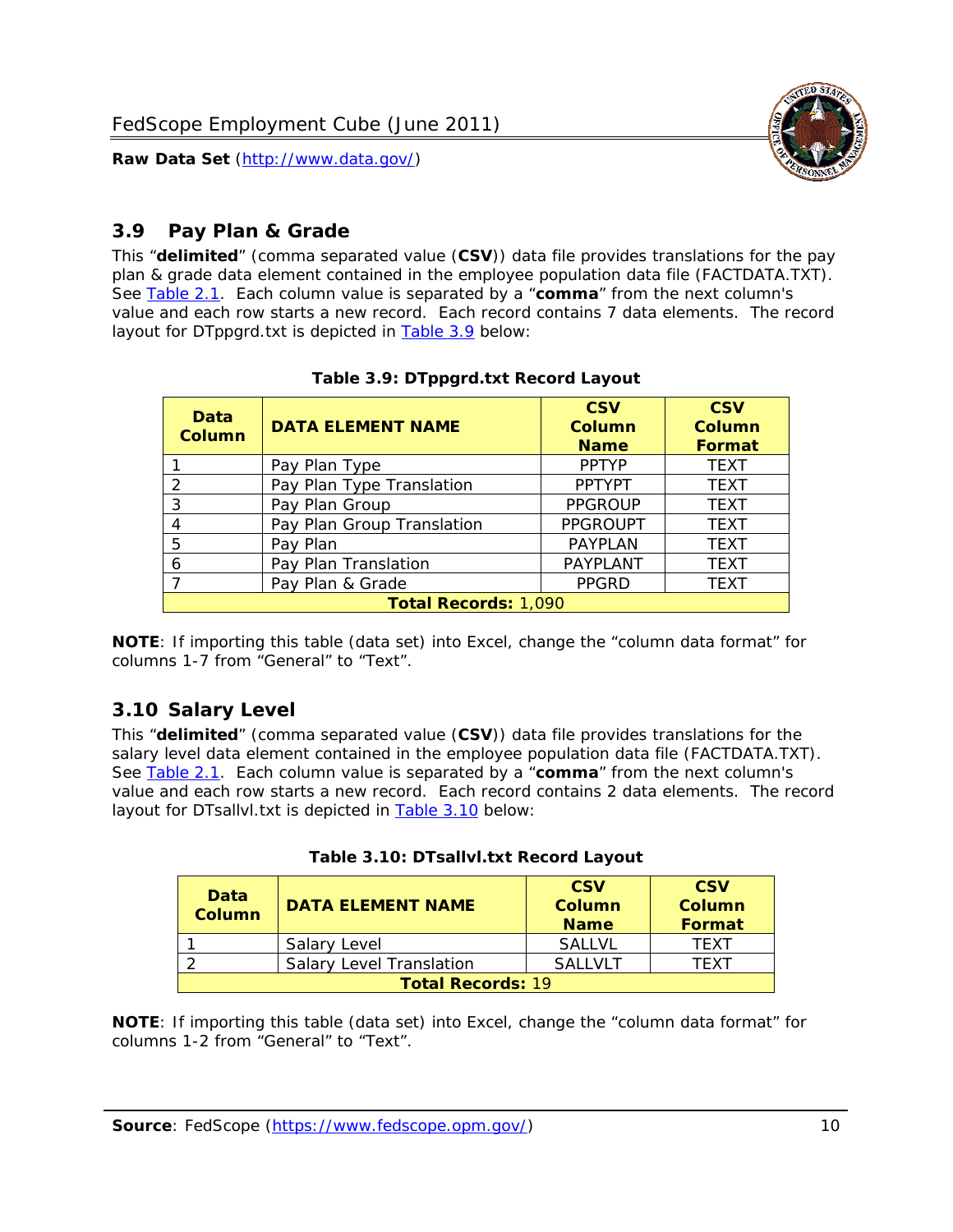## 3.9 Pay Plan & Grade

This "**delimited**" (comma separated value (**CSV**)) data file provides translations for the pay plan & grade data element contained in the employee population data file (FACTDATA.TXT). See Table 2.1. Each column value is separated by a "**comma**" from the next column's value and each row starts a new record. Each record contains 7 data elements. The record layout for DTppgrd.txt is depicted in Table 3.9 below:

**Table 3.9: DTppgrd.txt Record Layout**

| Data Column | DATA ELEMENT NAME | CSV Column Name | CSV Column Format |
|---|---|---|---|
| 1 | Pay Plan Type | PPTYP | TEXT |
| 2 | Pay Plan Type Translation | PPTYPT | TEXT |
| 3 | Pay Plan Group | PPGROUP | TEXT |
| 4 | Pay Plan Group Translation | PPGROUPT | TEXT |
| 5 | Pay Plan | PAYPLAN | TEXT |
| 6 | Pay Plan Translation | PAYPLANT | TEXT |
| 7 | Pay Plan & Grade | PPGRD | TEXT |
| **Total Records:** 1,090 | | | |

**NOTE**: If importing this table (data set) into Excel, change the "column data format" for columns 1-7 from "General" to "Text".

## 3.10 Salary Level

This "**delimited**" (comma separated value (**CSV**)) data file provides translations for the salary level data element contained in the employee population data file (FACTDATA.TXT). See Table 2.1. Each column value is separated by a "**comma**" from the next column's value and each row starts a new record. Each record contains 2 data elements. The record layout for DTsallvl.txt is depicted in Table 3.10 below:

**Table 3.10: DTsallvl.txt Record Layout**

| Data Column | DATA ELEMENT NAME | CSV Column Name | CSV Column Format |
|---|---|---|---|
| 1 | Salary Level | SALLVL | TEXT |
| 2 | Salary Level Translation | SALLVLT | TEXT |
| **Total Records:** 19 | | | |

**NOTE**: If importing this table (data set) into Excel, change the "column data format" for columns 1-2 from "General" to "Text".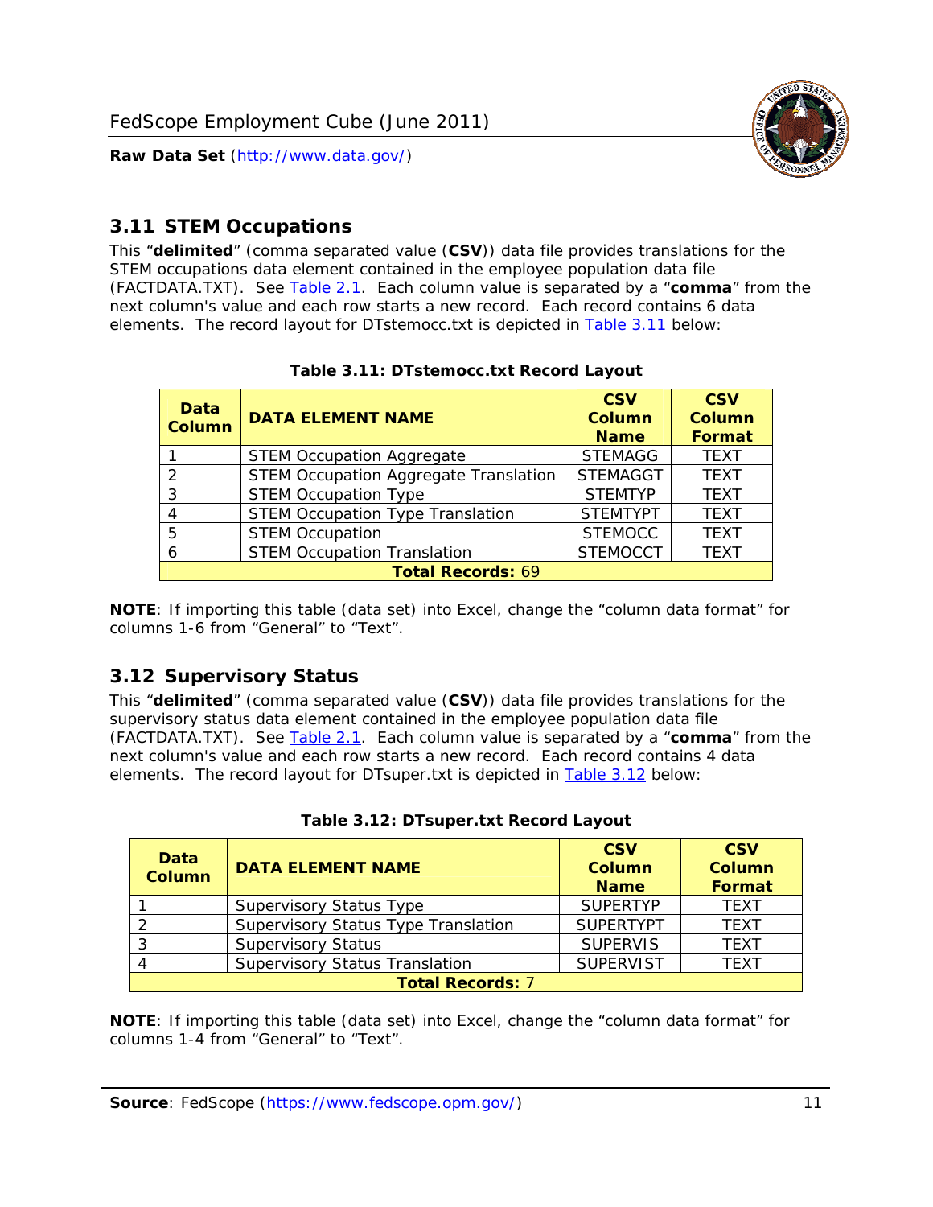## 3.11 STEM Occupations

This "**delimited**" (comma separated value (**CSV**)) data file provides translations for the STEM occupations data element contained in the employee population data file (FACTDATA.TXT). See Table 2.1. Each column value is separated by a "**comma**" from the next column's value and each row starts a new record. Each record contains 6 data elements. The record layout for DTstemocc.txt is depicted in Table 3.11 below:

**Table 3.11: DTstemocc.txt Record Layout**

| Data Column | DATA ELEMENT NAME | CSV Column Name | CSV Column Format |
|---|---|---|---|
| 1 | STEM Occupation Aggregate | STEMAGG | TEXT |
| 2 | STEM Occupation Aggregate Translation | STEMAGGT | TEXT |
| 3 | STEM Occupation Type | STEMTYP | TEXT |
| 4 | STEM Occupation Type Translation | STEMTYPT | TEXT |
| 5 | STEM Occupation | STEMOCC | TEXT |
| 6 | STEM Occupation Translation | STEMOCCT | TEXT |
| **Total Records: 69** | | | |

**NOTE**: If importing this table (data set) into Excel, change the "column data format" for columns 1-6 from "General" to "Text".

## 3.12 Supervisory Status

This "**delimited**" (comma separated value (**CSV**)) data file provides translations for the supervisory status data element contained in the employee population data file (FACTDATA.TXT). See Table 2.1. Each column value is separated by a "**comma**" from the next column's value and each row starts a new record. Each record contains 4 data elements. The record layout for DTsuper.txt is depicted in Table 3.12 below:

**Table 3.12: DTsuper.txt Record Layout**

| Data Column | DATA ELEMENT NAME | CSV Column Name | CSV Column Format |
|---|---|---|---|
| 1 | Supervisory Status Type | SUPERTYP | TEXT |
| 2 | Supervisory Status Type Translation | SUPERTYPT | TEXT |
| 3 | Supervisory Status | SUPERVIS | TEXT |
| 4 | Supervisory Status Translation | SUPERVIST | TEXT |
| **Total Records: 7** | | | |

**NOTE**: If importing this table (data set) into Excel, change the "column data format" for columns 1-4 from "General" to "Text".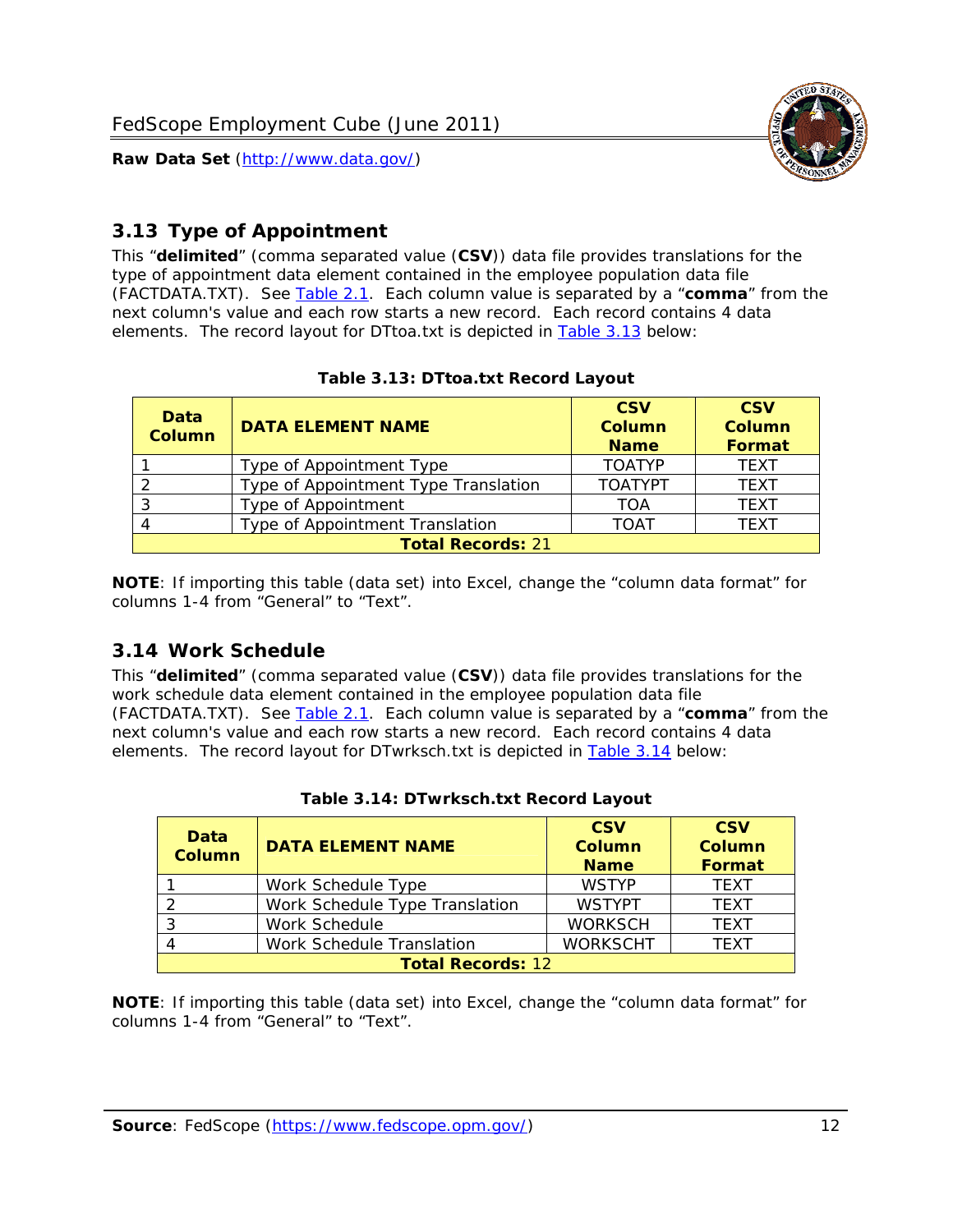## 3.13 Type of Appointment

This "**delimited**" (comma separated value (**CSV**)) data file provides translations for the type of appointment data element contained in the employee population data file (FACTDATA.TXT). See Table 2.1. Each column value is separated by a "**comma**" from the next column's value and each row starts a new record. Each record contains 4 data elements. The record layout for DTtoa.txt is depicted in Table 3.13 below:

**Table 3.13: DTtoa.txt Record Layout**

| Data Column | DATA ELEMENT NAME | CSV Column Name | CSV Column Format |
|---|---|---|---|
| 1 | Type of Appointment Type | TOATYP | TEXT |
| 2 | Type of Appointment Type Translation | TOATYPT | TEXT |
| 3 | Type of Appointment | TOA | TEXT |
| 4 | Type of Appointment Translation | TOAT | TEXT |
| **Total Records:** 21 | | | |

**NOTE**: If importing this table (data set) into Excel, change the "column data format" for columns 1-4 from "General" to "Text".

## 3.14 Work Schedule

This "**delimited**" (comma separated value (**CSV**)) data file provides translations for the work schedule data element contained in the employee population data file (FACTDATA.TXT). See Table 2.1. Each column value is separated by a "**comma**" from the next column's value and each row starts a new record. Each record contains 4 data elements. The record layout for DTwrksch.txt is depicted in Table 3.14 below:

**Table 3.14: DTwrksch.txt Record Layout**

| Data Column | DATA ELEMENT NAME | CSV Column Name | CSV Column Format |
|---|---|---|---|
| 1 | Work Schedule Type | WSTYP | TEXT |
| 2 | Work Schedule Type Translation | WSTYPT | TEXT |
| 3 | Work Schedule | WORKSCH | TEXT |
| 4 | Work Schedule Translation | WORKSCHT | TEXT |
| **Total Records:** 12 | | | |

**NOTE**: If importing this table (data set) into Excel, change the "column data format" for columns 1-4 from "General" to "Text".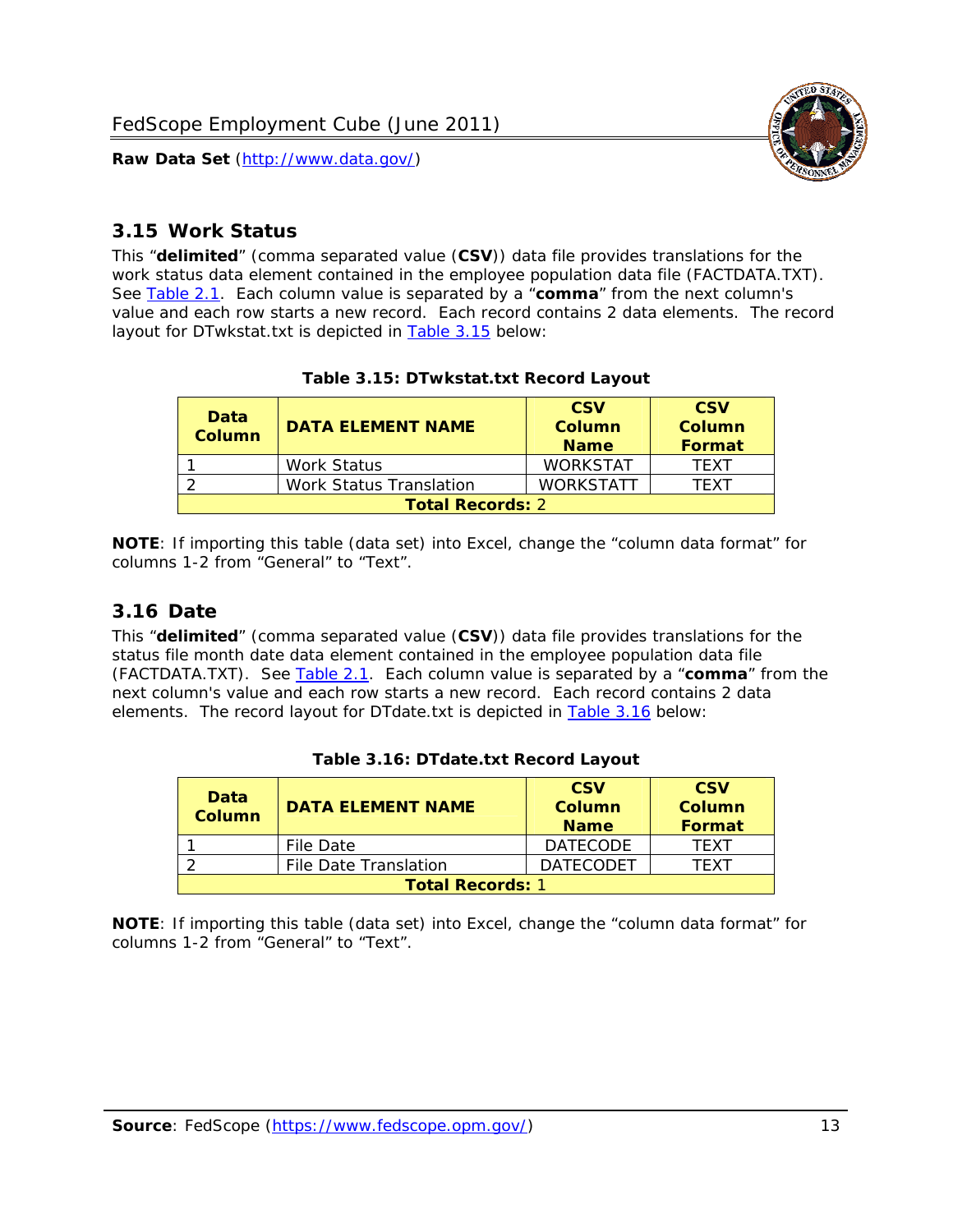## 3.15 Work Status

This "**delimited**" (comma separated value (**CSV**)) data file provides translations for the work status data element contained in the employee population data file (FACTDATA.TXT). See Table 2.1. Each column value is separated by a "**comma**" from the next column's value and each row starts a new record. Each record contains 2 data elements. The record layout for DTwkstat.txt is depicted in Table 3.15 below:

**Table 3.15: DTwkstat.txt Record Layout**

| Data Column | DATA ELEMENT NAME | CSV Column Name | CSV Column Format |
|---|---|---|---|
| 1 | Work Status | WORKSTAT | TEXT |
| 2 | Work Status Translation | WORKSTATT | TEXT |
| **Total Records:** 2 | | | |

**NOTE**: If importing this table (data set) into Excel, change the "column data format" for columns 1-2 from "General" to "Text".

## 3.16 Date

This "**delimited**" (comma separated value (**CSV**)) data file provides translations for the status file month date data element contained in the employee population data file (FACTDATA.TXT). See Table 2.1. Each column value is separated by a "**comma**" from the next column's value and each row starts a new record. Each record contains 2 data elements. The record layout for DTdate.txt is depicted in Table 3.16 below:

**Table 3.16: DTdate.txt Record Layout**

| Data Column | DATA ELEMENT NAME | CSV Column Name | CSV Column Format |
|---|---|---|---|
| 1 | File Date | DATECODE | TEXT |
| 2 | File Date Translation | DATECODET | TEXT |
| **Total Records:** 1 | | | |

**NOTE**: If importing this table (data set) into Excel, change the "column data format" for columns 1-2 from "General" to "Text".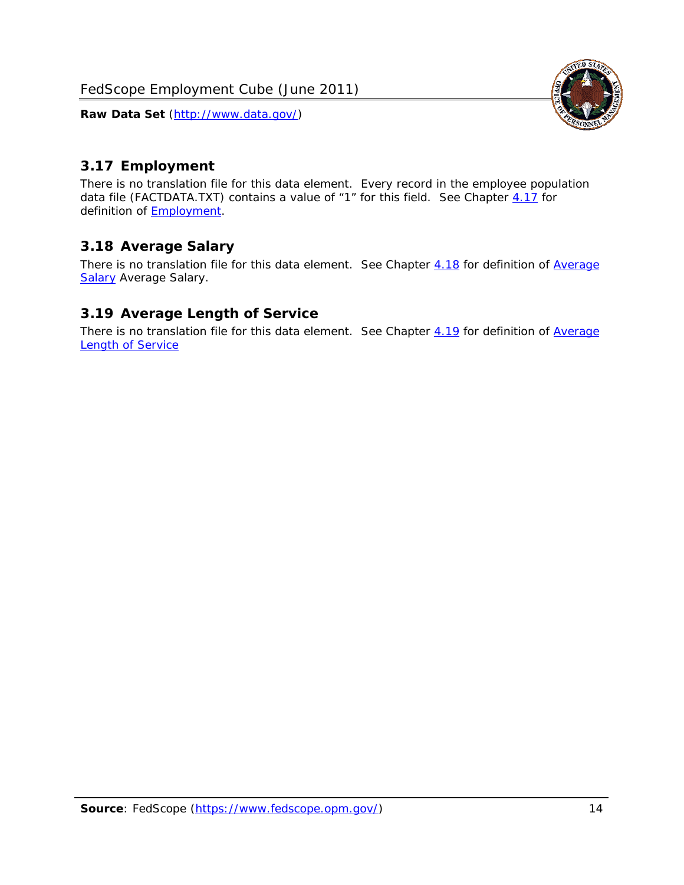## 3.17 Employment

There is no translation file for this data element. Every record in the employee population data file (FACTDATA.TXT) contains a value of "1" for this field. See Chapter 4.17 for definition of Employment.

## 3.18 Average Salary

There is no translation file for this data element. See Chapter 4.18 for definition of Average Salary Average Salary.

## 3.19 Average Length of Service

There is no translation file for this data element. See Chapter 4.19 for definition of Average Length of Service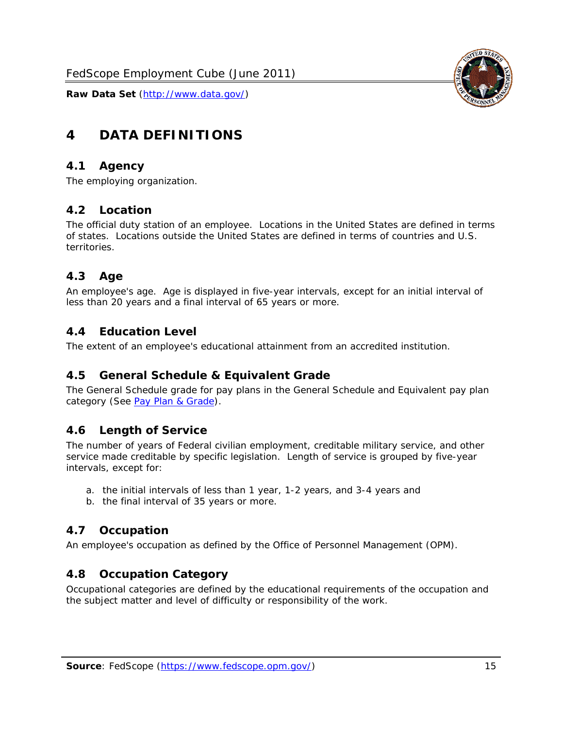# 4 DATA DEFINITIONS

## 4.1 Agency

The employing organization.

## 4.2 Location

The official duty station of an employee. Locations in the United States are defined in terms of states. Locations outside the United States are defined in terms of countries and U.S. territories.

## 4.3 Age

An employee's age. Age is displayed in five-year intervals, except for an initial interval of less than 20 years and a final interval of 65 years or more.

## 4.4 Education Level

The extent of an employee's educational attainment from an accredited institution.

## 4.5 General Schedule & Equivalent Grade

The General Schedule grade for pay plans in the General Schedule and Equivalent pay plan category (See Pay Plan & Grade).

## 4.6 Length of Service

The number of years of Federal civilian employment, creditable military service, and other service made creditable by specific legislation. Length of service is grouped by five-year intervals, except for:

a. the initial intervals of less than 1 year, 1-2 years, and 3-4 years and
b. the final interval of 35 years or more.

## 4.7 Occupation

An employee's occupation as defined by the Office of Personnel Management (OPM).

## 4.8 Occupation Category

Occupational categories are defined by the educational requirements of the occupation and the subject matter and level of difficulty or responsibility of the work.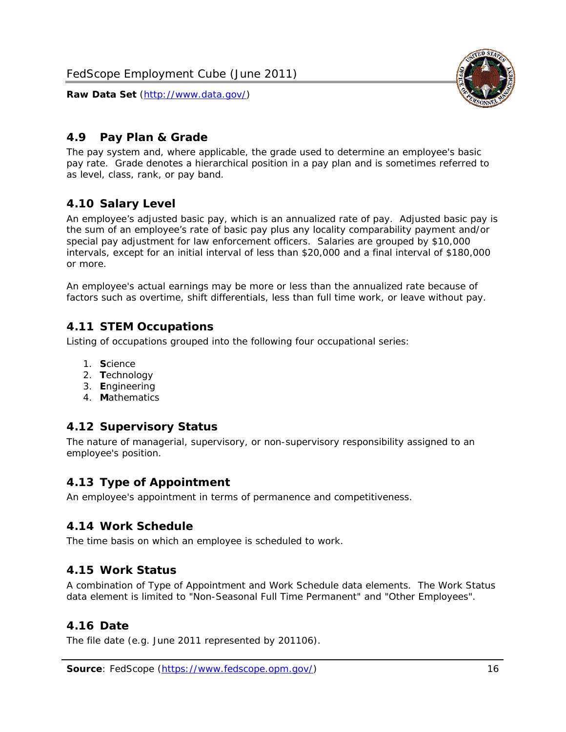## 4.9 Pay Plan & Grade

The pay system and, where applicable, the grade used to determine an employee's basic pay rate. Grade denotes a hierarchical position in a pay plan and is sometimes referred to as level, class, rank, or pay band.

## 4.10 Salary Level

An employee's adjusted basic pay, which is an annualized rate of pay. Adjusted basic pay is the sum of an employee's rate of basic pay plus any locality comparability payment and/or special pay adjustment for law enforcement officers. Salaries are grouped by $10,000 intervals, except for an initial interval of less than $20,000 and a final interval of $180,000 or more.

An employee's actual earnings may be more or less than the annualized rate because of factors such as overtime, shift differentials, less than full time work, or leave without pay.

## 4.11 STEM Occupations

Listing of occupations grouped into the following four occupational series:

1. **S**cience
2. **T**echnology
3. **E**ngineering
4. **M**athematics

## 4.12 Supervisory Status

The nature of managerial, supervisory, or non-supervisory responsibility assigned to an employee's position.

## 4.13 Type of Appointment

An employee's appointment in terms of permanence and competitiveness.

## 4.14 Work Schedule

The time basis on which an employee is scheduled to work.

## 4.15 Work Status

A combination of Type of Appointment and Work Schedule data elements. The Work Status data element is limited to "Non-Seasonal Full Time Permanent" and "Other Employees".

## 4.16 Date

The file date (e.g. June 2011 represented by 201106).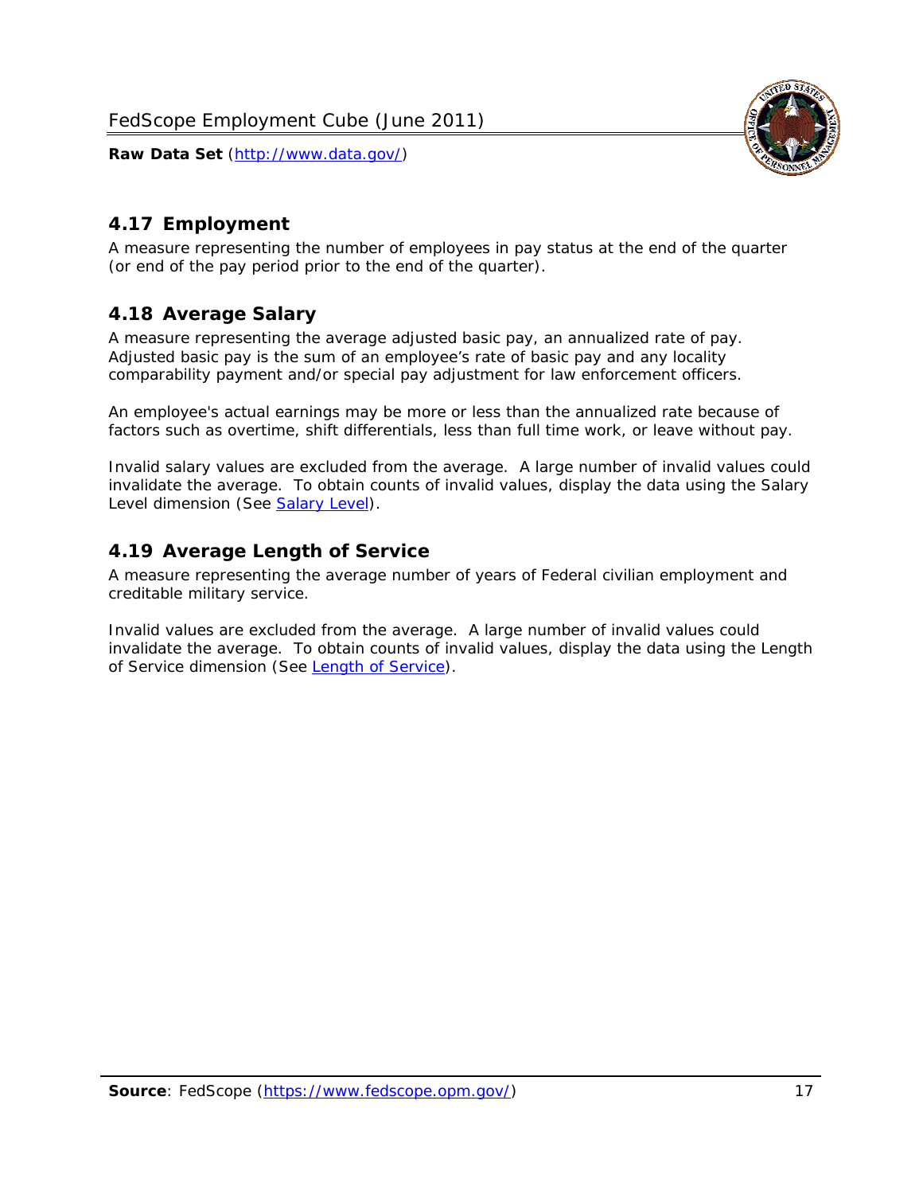## 4.17 Employment

A measure representing the number of employees in pay status at the end of the quarter (or end of the pay period prior to the end of the quarter).

## 4.18 Average Salary

A measure representing the average adjusted basic pay, an annualized rate of pay. Adjusted basic pay is the sum of an employee's rate of basic pay and any locality comparability payment and/or special pay adjustment for law enforcement officers.

An employee's actual earnings may be more or less than the annualized rate because of factors such as overtime, shift differentials, less than full time work, or leave without pay.

Invalid salary values are excluded from the average. A large number of invalid values could invalidate the average. To obtain counts of invalid values, display the data using the Salary Level dimension (See Salary Level).

## 4.19 Average Length of Service

A measure representing the average number of years of Federal civilian employment and creditable military service.

Invalid values are excluded from the average. A large number of invalid values could invalidate the average. To obtain counts of invalid values, display the data using the Length of Service dimension (See Length of Service).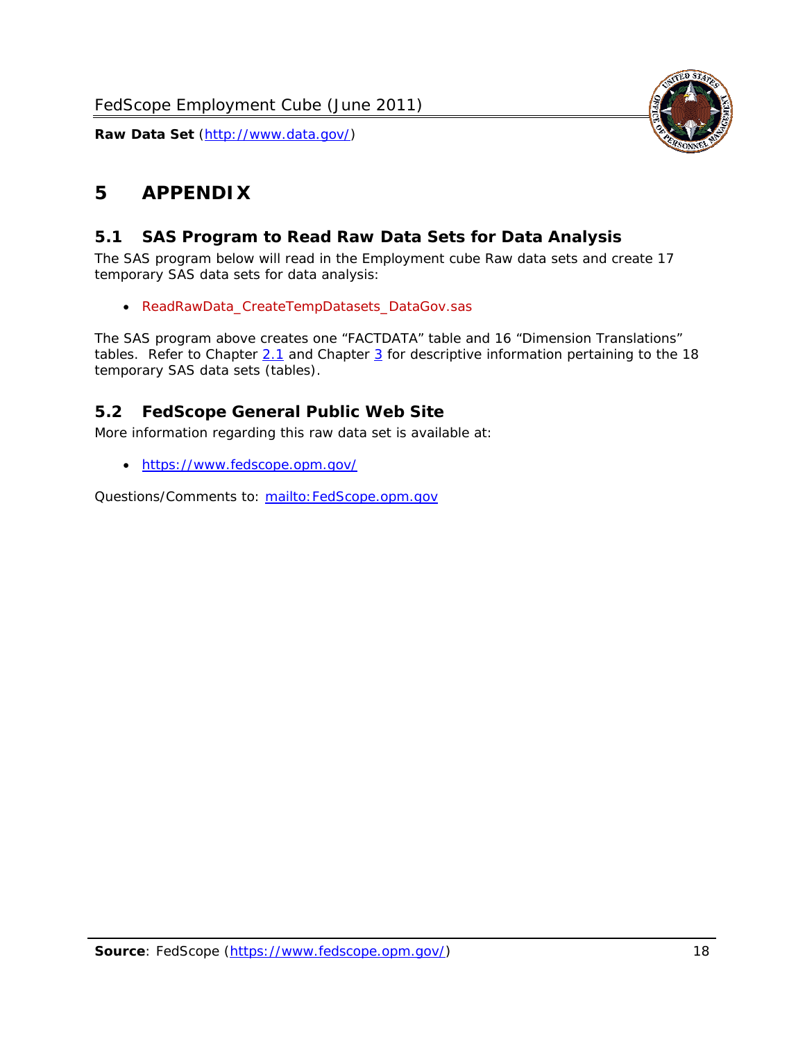# 5 APPENDIX

## 5.1 SAS Program to Read Raw Data Sets for Data Analysis

The SAS program below will read in the Employment cube Raw data sets and create 17 temporary SAS data sets for data analysis:

- ReadRawData_CreateTempDatasets_DataGov.sas

The SAS program above creates one "FACTDATA" table and 16 "Dimension Translations" tables. Refer to Chapter 2.1 and Chapter 3 for descriptive information pertaining to the 18 temporary SAS data sets (tables).

## 5.2 FedScope General Public Web Site

More information regarding this raw data set is available at:

- https://www.fedscope.opm.gov/

Questions/Comments to: mailto:FedScope.opm.gov